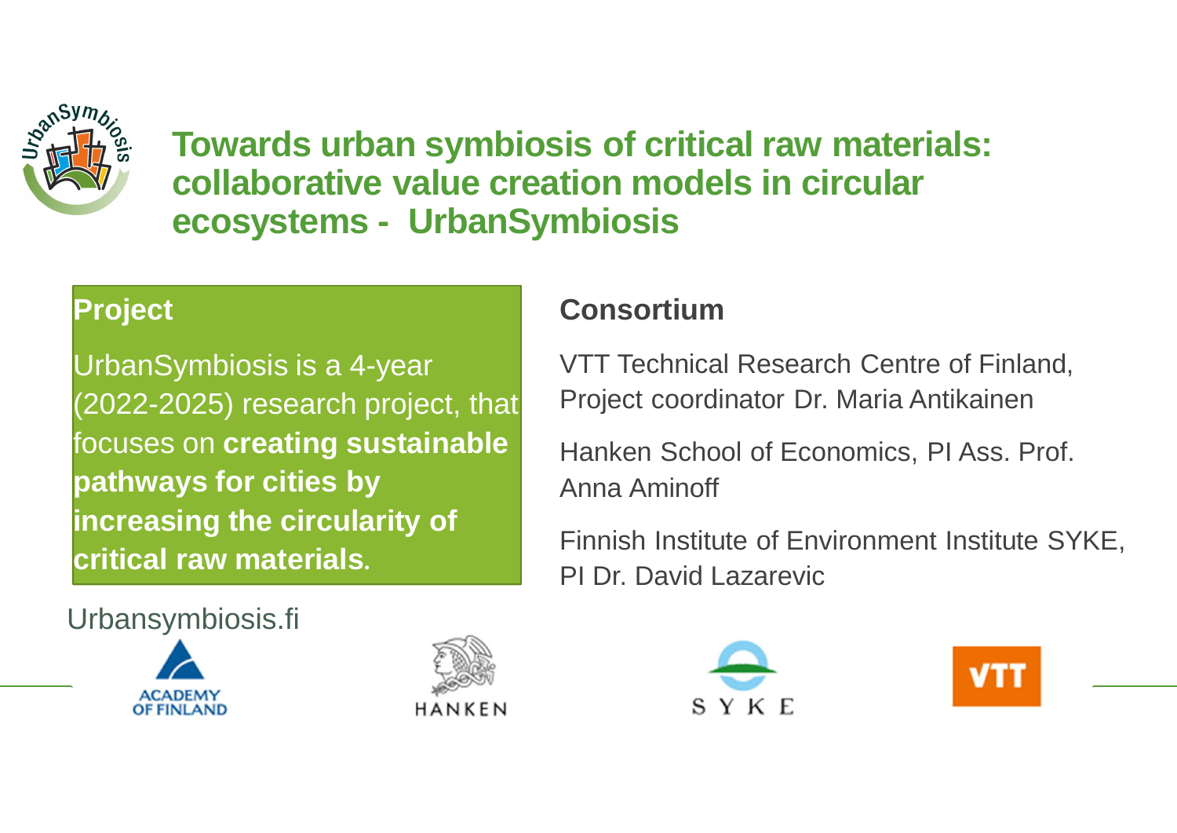# Towards urban symbiosis of critical raw materials: collaborative value creation models in circular ecosystems - UrbanSymbiosis

## Project

UrbanSymbiosis is a 4-year (2022-2025) research project, that focuses on **creating sustainable pathways for cities by increasing the circularity of critical raw materials**.

Urbansymbiosis.fi

## Consortium

VTT Technical Research Centre of Finland, Project coordinator Dr. Maria Antikainen

Hanken School of Economics, PI Ass. Prof. Anna Aminoff

Finnish Institute of Environment Institute SYKE, PI Dr. David Lazarevic

ACADEMY OF FINLAND

HANKEN

SYKE

VTT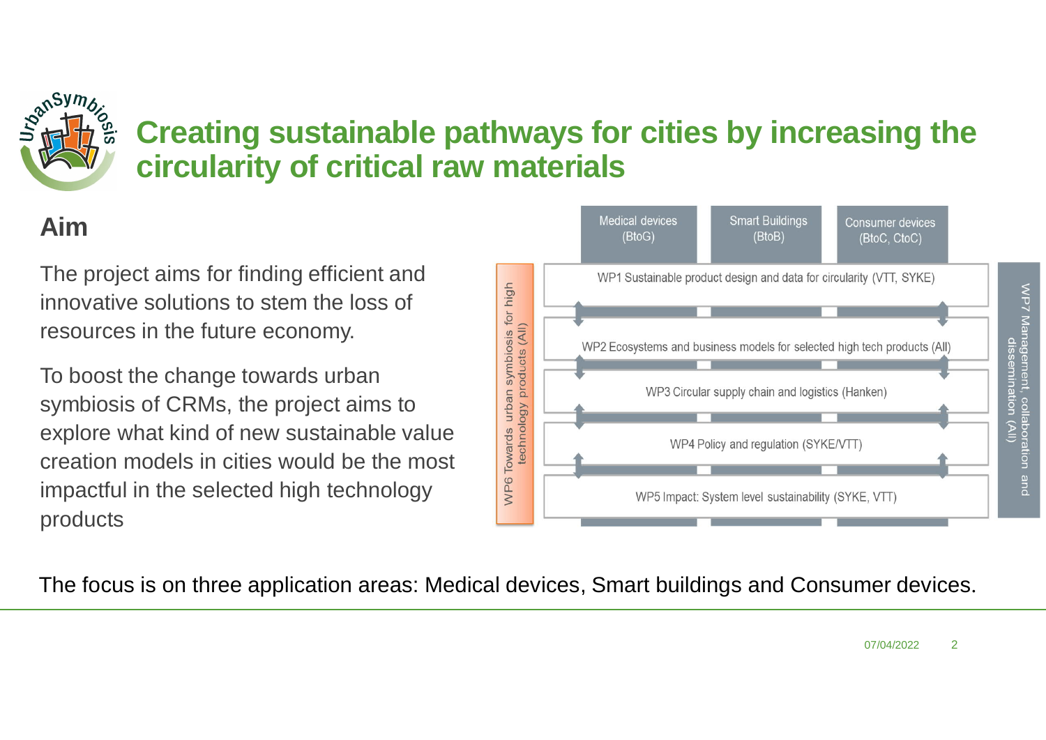# Creating sustainable pathways for cities by increasing the circularity of critical raw materials

## Aim

The project aims for finding efficient and innovative solutions to stem the loss of resources in the future economy.

To boost the change towards urban symbiosis of CRMs, the project aims to explore what kind of new sustainable value creation models in cities would be the most impactful in the selected high technology products

Medical devices (BtoG)

Smart Buildings (BtoB)

Consumer devices (BtoC, CtoC)

WP1 Sustainable product design and data for circularity (VTT, SYKE)

WP2 Ecosystems and business models for selected high tech products (All)

WP3 Circular supply chain and logistics (Hanken)

WP4 Policy and regulation (SYKE/VTT)

WP5 Impact: System level sustainability (SYKE, VTT)

WP6 Towards urban symbiosis for high technology products (All)

WP7 Management, collaboration and dissemination (All)

The focus is on three application areas: Medical devices, Smart buildings and Consumer devices.

07/04/2022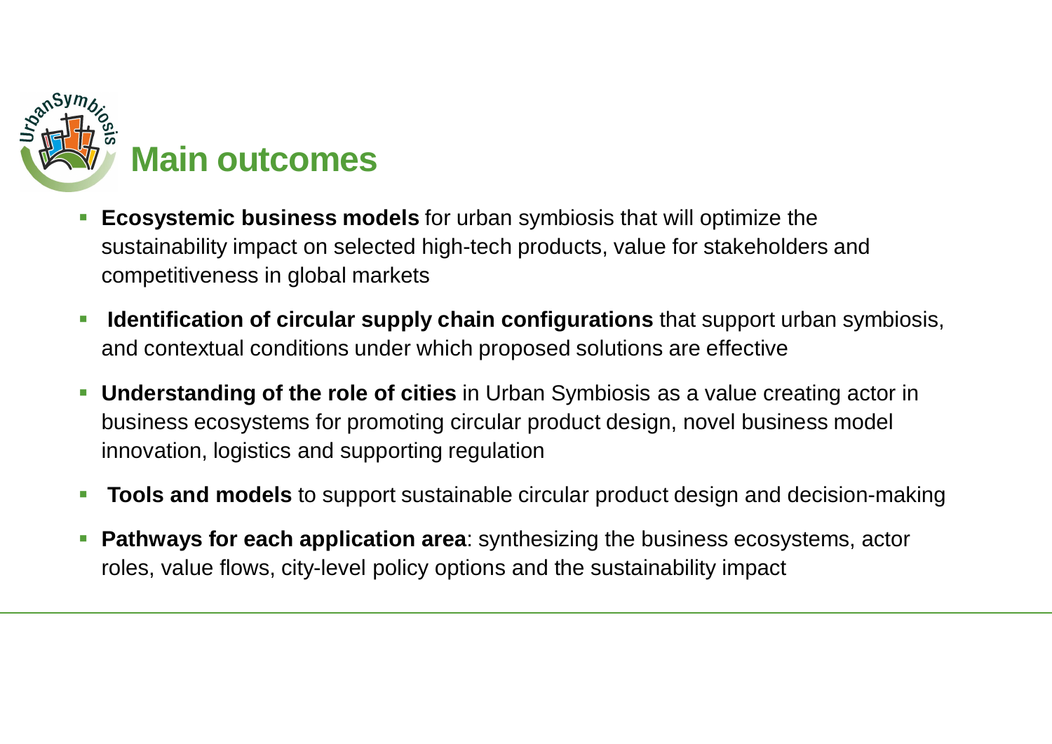# Main outcomes

- **Ecosystemic business models** for urban symbiosis that will optimize the sustainability impact on selected high-tech products, value for stakeholders and competitiveness in global markets
- **Identification of circular supply chain configurations** that support urban symbiosis, and contextual conditions under which proposed solutions are effective
- **Understanding of the role of cities** in Urban Symbiosis as a value creating actor in business ecosystems for promoting circular product design, novel business model innovation, logistics and supporting regulation
- **Tools and models** to support sustainable circular product design and decision-making
- **Pathways for each application area**: synthesizing the business ecosystems, actor roles, value flows, city-level policy options and the sustainability impact